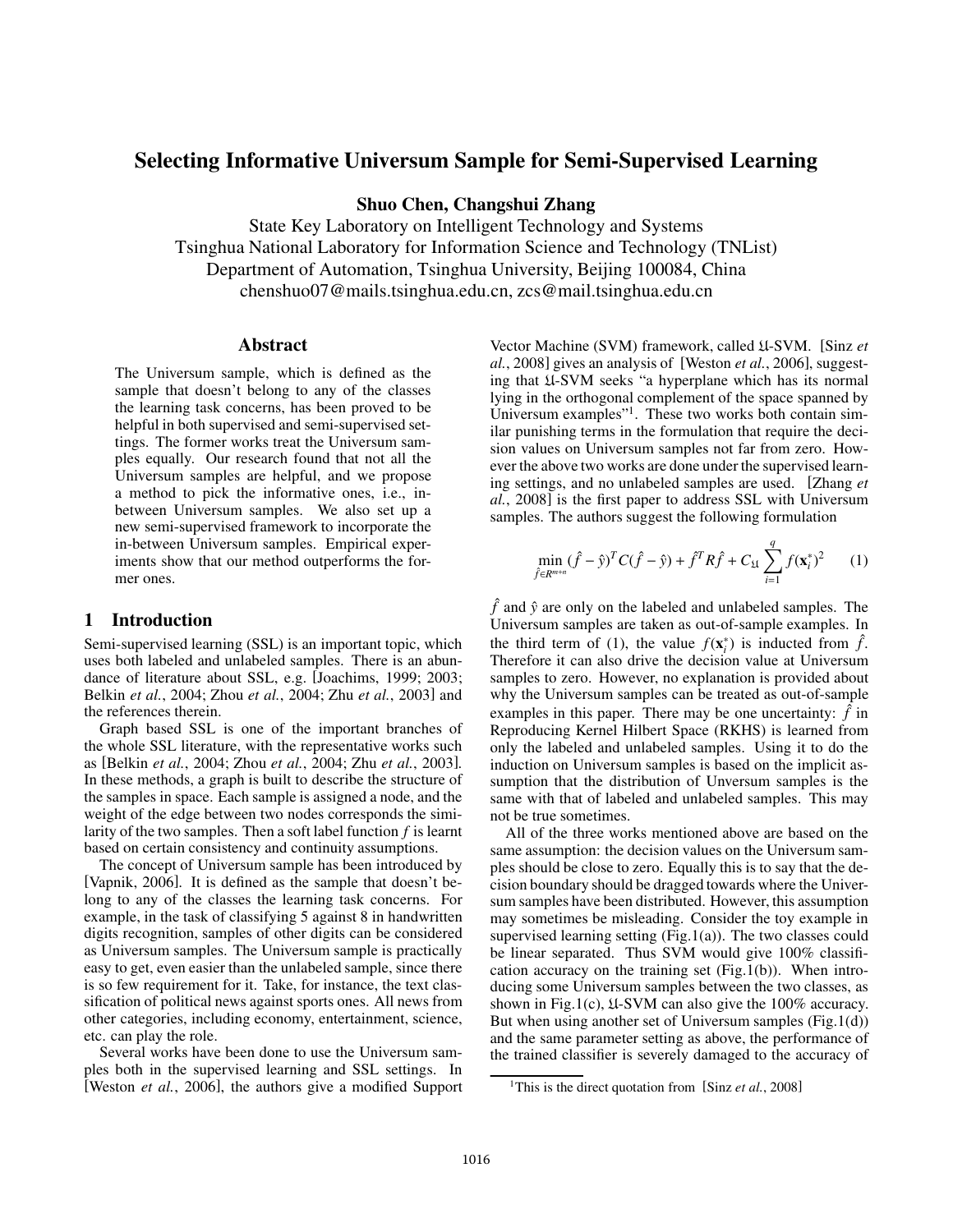# Selecting Informative Universum Sample for Semi-Supervised Learning

**Shuo Chen, Changshui Zhang**

State Key Laboratory on Intelligent Technology and Systems
Tsinghua National Laboratory for Information Science and Technology (TNList)
Department of Automation, Tsinghua University, Beijing 100084, China
chenshuo07@mails.tsinghua.edu.cn, zcs@mail.tsinghua.edu.cn

## Abstract

The Universum sample, which is defined as the sample that doesn't belong to any of the classes the learning task concerns, has been proved to be helpful in both supervised and semi-supervised settings. The former works treat the Universum samples equally. Our research found that not all the Universum samples are helpful, and we propose a method to pick the informative ones, i.e., in-between Universum samples. We also set up a new semi-supervised framework to incorporate the in-between Universum samples. Empirical experiments show that our method outperforms the former ones.

## 1 Introduction

Semi-supervised learning (SSL) is an important topic, which uses both labeled and unlabeled samples. There is an abundance of literature about SSL, e.g. [Joachims, 1999; 2003; Belkin *et al.*, 2004; Zhou *et al.*, 2004; Zhu *et al.*, 2003] and the references therein.

Graph based SSL is one of the important branches of the whole SSL literature, with the representative works such as [Belkin *et al.*, 2004; Zhou *et al.*, 2004; Zhu *et al.*, 2003]. In these methods, a graph is built to describe the structure of the samples in space. Each sample is assigned a node, and the weight of the edge between two nodes corresponds the similarity of the two samples. Then a soft label function $f$ is learnt based on certain consistency and continuity assumptions.

The concept of Universum sample has been introduced by [Vapnik, 2006]. It is defined as the sample that doesn't belong to any of the classes the learning task concerns. For example, in the task of classifying 5 against 8 in handwritten digits recognition, samples of other digits can be considered as Universum samples. The Universum sample is practically easy to get, even easier than the unlabeled sample, since there is so few requirement for it. Take, for instance, the text classification of political news against sports ones. All news from other categories, including economy, entertainment, science, etc. can play the role.

Several works have been done to use the Universum samples both in the supervised learning and SSL settings. In [Weston *et al.*, 2006], the authors give a modified Support Vector Machine (SVM) framework, called $\mathfrak{U}$-SVM. [Sinz *et al.*, 2008] gives an analysis of [Weston *et al.*, 2006], suggesting that $\mathfrak{U}$-SVM seeks "a hyperplane which has its normal lying in the orthogonal complement of the space spanned by Universum examples"[1]. These two works both contain similar punishing terms in the formulation that require the decision values on Universum samples not far from zero. However the above two works are done under the supervised learning settings, and no unlabeled samples are used. [Zhang *et al.*, 2008] is the first paper to address SSL with Universum samples. The authors suggest the following formulation

$$\min_{\hat{f}\in R^{m+n}} (\hat{f}-\hat{y})^T C(\hat{f}-\hat{y}) + \hat{f}^T R \hat{f} + C_{\mathfrak{U}} \sum_{i=1}^{q} f(\mathbf{x}_i^*)^2 \quad (1)$$

$\hat{f}$ and $\hat{y}$ are only on the labeled and unlabeled samples. The Universum samples are taken as out-of-sample examples. In the third term of (1), the value $f(\mathbf{x}_i^*)$ is inducted from $\hat{f}$. Therefore it can also drive the decision value at Universum samples to zero. However, no explanation is provided about why the Universum samples can be treated as out-of-sample examples in this paper. There may be one uncertainty: $\hat{f}$ in Reproducing Kernel Hilbert Space (RKHS) is learned from only the labeled and unlabeled samples. Using it to do the induction on Universum samples is based on the implicit assumption that the distribution of Unversum samples is the same with that of labeled and unlabeled samples. This may not be true sometimes.

All of the three works mentioned above are based on the same assumption: the decision values on the Universum samples should be close to zero. Equally this is to say that the decision boundary should be dragged towards where the Universum samples have been distributed. However, this assumption may sometimes be misleading. Consider the toy example in supervised learning setting (Fig.1(a)). The two classes could be linear separated. Thus SVM would give 100% classification accuracy on the training set (Fig.1(b)). When introducing some Universum samples between the two classes, as shown in Fig.1(c), $\mathfrak{U}$-SVM can also give the 100% accuracy. But when using another set of Universum samples (Fig.1(d)) and the same parameter setting as above, the performance of the trained classifier is severely damaged to the accuracy of

[1] This is the direct quotation from [Sinz *et al.*, 2008]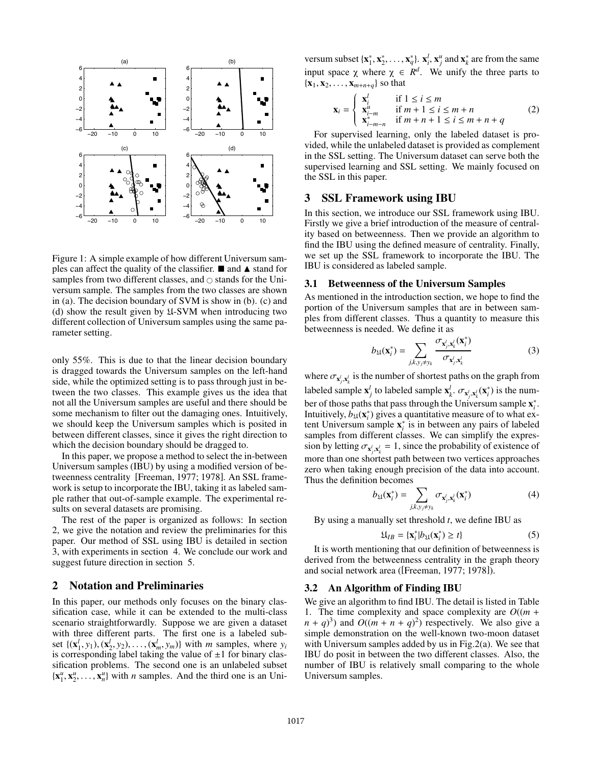Figure 1: A simple example of how different Universum samples can affect the quality of the classifier. ■ and ▲ stand for samples from two different classes, and ○ stands for the Universum sample. The samples from the two classes are shown in (a). The decision boundary of SVM is show in (b). (c) and (d) show the result given by $\mathfrak{U}$-SVM when introducing two different collection of Universum samples using the same parameter setting.

only 55%. This is due to that the linear decision boundary is dragged towards the Universum samples on the left-hand side, while the optimized setting is to pass through just in between the two classes. This example gives us the idea that not all the Universum samples are useful and there should be some mechanism to filter out the damaging ones. Intuitively, we should keep the Universum samples which is posited in between different classes, since it gives the right direction to which the decision boundary should be dragged to.

In this paper, we propose a method to select the in-between Universum samples (IBU) by using a modified version of betweenness centrality [Freeman, 1977; 1978]. An SSL framework is setup to incorporate the IBU, taking it as labeled sample rather that out-of-sample example. The experimental results on several datasets are promising.

The rest of the paper is organized as follows: In section 2, we give the notation and review the preliminaries for this paper. Our method of SSL using IBU is detailed in section 3, with experiments in section 4. We conclude our work and suggest future direction in section 5.

## 2 Notation and Preliminaries

In this paper, our methods only focuses on the binary classification case, while it can be extended to the multi-class scenario straightforwardly. Suppose we are given a dataset with three different parts. The first one is a labeled subset $\{(\mathbf{x}_1^l, y_1), (\mathbf{x}_2^l, y_2), \ldots, (\mathbf{x}_m^l, y_m)\}$ with $m$ samples, where $y_i$ is corresponding label taking the value of $\pm 1$ for binary classification problems. The second one is an unlabeled subset $\{\mathbf{x}_1^u, \mathbf{x}_2^u, \ldots, \mathbf{x}_n^u\}$ with $n$ samples. And the third one is an Universum subset $\{\mathbf{x}_1^*, \mathbf{x}_2^*, \ldots, \mathbf{x}_q^*\}$. $\mathbf{x}_i^l$, $\mathbf{x}_j^u$ and $\mathbf{x}_k^*$ are from the same input space $\chi$ where $\chi \in R^d$. We unify the three parts to $\{\mathbf{x}_1, \mathbf{x}_2, \ldots, \mathbf{x}_{m+n+q}\}$ so that

$$\mathbf{x}_i = \begin{cases} \mathbf{x}_i^l & \text{if } 1 \leq i \leq m \\ \mathbf{x}_{i-m}^u & \text{if } m+1 \leq i \leq m+n \\ \mathbf{x}_{i-m-n}^* & \text{if } m+n+1 \leq i \leq m+n+q \end{cases} \tag{2}$$

For supervised learning, only the labeled dataset is provided, while the unlabeled dataset is provided as complement in the SSL setting. The Universum dataset can serve both the supervised learning and SSL setting. We mainly focused on the SSL in this paper.

## 3 SSL Framework using IBU

In this section, we introduce our SSL framework using IBU. Firstly we give a brief introduction of the measure of centrality based on betweenness. Then we provide an algorithm to find the IBU using the defined measure of centrality. Finally, we set up the SSL framework to incorporate the IBU. The IBU is considered as labeled sample.

### 3.1 Betweenness of the Universum Samples

As mentioned in the introduction section, we hope to find the portion of the Universum samples that are in between samples from different classes. Thus a quantity to measure this betweenness is needed. We define it as

$$b_{\mathfrak{U}}(\mathbf{x}_i^*) = \sum_{j,k,y_j \neq y_k} \frac{\sigma_{\mathbf{x}_j^l,\mathbf{x}_k^l}(\mathbf{x}_i^*)}{\sigma_{\mathbf{x}_j^l,\mathbf{x}_k^l}} \tag{3}$$

where $\sigma_{\mathbf{x}_j^l,\mathbf{x}_k^l}$ is the number of shortest paths on the graph from labeled sample $\mathbf{x}_j^l$ to labeled sample $\mathbf{x}_k^l$. $\sigma_{\mathbf{x}_j^l,\mathbf{x}_k^l}(\mathbf{x}_i^*)$ is the number of those paths that pass through the Universum sample $\mathbf{x}_i^*$. Intuitively, $b_{\mathfrak{U}}(\mathbf{x}_i^*)$ gives a quantitative measure of to what extent Universum sample $\mathbf{x}_i^*$ is in between any pairs of labeled samples from different classes. We can simplify the expression by letting $\sigma_{\mathbf{x}_j^l,\mathbf{x}_k^l} = 1$, since the probability of existence of more than one shortest path between two vertices approaches zero when taking enough precision of the data into account. Thus the definition becomes

$$b_{\mathfrak{U}}(\mathbf{x}_i^*) = \sum_{j,k,y_j \neq y_k} \sigma_{\mathbf{x}_j^l,\mathbf{x}_k^l}(\mathbf{x}_i^*) \tag{4}$$

By using a manually set threshold $t$, we define IBU as

$$\mathfrak{U}_{IB} = \{\mathbf{x}_i^* | b_{\mathfrak{U}}(\mathbf{x}_i^*) \geq t\} \tag{5}$$

It is worth mentioning that our definition of betweenness is derived from the betweenness centrality in the graph theory and social network area ([Freeman, 1977; 1978]).

### 3.2 An Algorithm of Finding IBU

We give an algorithm to find IBU. The detail is listed in Table 1. The time complexity and space complexity are $O((m+n+q)^3)$ and $O((m+n+q)^2)$ respectively. We also give a simple demonstration on the well-known two-moon dataset with Universum samples added by us in Fig.2(a). We see that IBU do posit in between the two different classes. Also, the number of IBU is relatively small comparing to the whole Universum samples.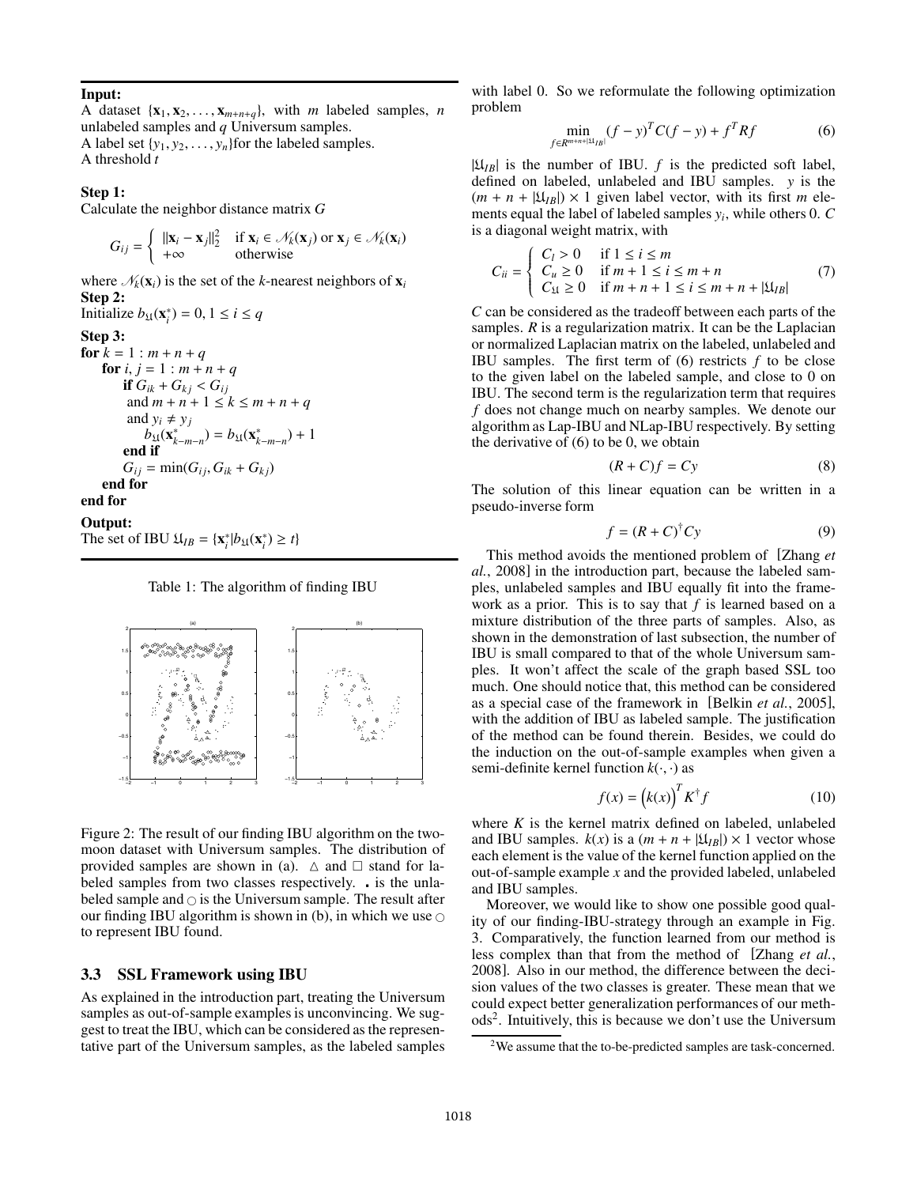**Input:**
A dataset $\{\mathbf{x}_1, \mathbf{x}_2, \ldots, \mathbf{x}_{m+n+q}\}$, with $m$ labeled samples, $n$ unlabeled samples and $q$ Universum samples.
A label set $\{y_1, y_2, \ldots, y_n\}$for the labeled samples.
A threshold $t$

**Step 1:**
Calculate the neighbor distance matrix $G$

$$G_{ij} = \begin{cases} \|\mathbf{x}_i - \mathbf{x}_j\|_2^2 & \text{if } \mathbf{x}_i \in \mathcal{N}_k(\mathbf{x}_j) \text{ or } \mathbf{x}_j \in \mathcal{N}_k(\mathbf{x}_i) \\ +\infty & \text{otherwise} \end{cases}$$

where $\mathcal{N}_k(\mathbf{x}_i)$ is the set of the $k$-nearest neighbors of $\mathbf{x}_i$

**Step 2:**
Initialize $b_{\mathfrak{U}}(\mathbf{x}_i^*) = 0, 1 \le i \le q$

**Step 3:**
**for** $k = 1 : m+n+q$
  **for** $i, j = 1 : m+n+q$
    **if** $G_{ik} + G_{kj} < G_{ij}$
     and $m+n+1 \le k \le m+n+q$
     and $y_i \ne y_j$
      $b_{\mathfrak{U}}(\mathbf{x}_{k-m-n}^*) = b_{\mathfrak{U}}(\mathbf{x}_{k-m-n}^*) + 1$
    **end if**
    $G_{ij} = \min(G_{ij}, G_{ik} + G_{kj})$
  **end for**
**end for**

**Output:**
The set of IBU $\mathfrak{U}_{IB} = \{\mathbf{x}_i^* | b_{\mathfrak{U}}(\mathbf{x}_i^*) \ge t\}$

Table 1: The algorithm of finding IBU

Figure 2: The result of our finding IBU algorithm on the two-moon dataset with Universum samples. The distribution of provided samples are shown in (a). △ and □ stand for labeled samples from two classes respectively. **.** is the unlabeled sample and ○ is the Universum sample. The result after our finding IBU algorithm is shown in (b), in which we use ○ to represent IBU found.

### 3.3 SSL Framework using IBU

As explained in the introduction part, treating the Universum samples as out-of-sample examples is unconvincing. We suggest to treat the IBU, which can be considered as the representative part of the Universum samples, as the labeled samples with label 0. So we reformulate the following optimization problem

$$\min_{f \in R^{m+n+|\mathfrak{U}_{IB}|}} (f-y)^T C (f-y) + f^T R f \tag{6}$$

$|\mathfrak{U}_{IB}|$ is the number of IBU. $f$ is the predicted soft label, defined on labeled, unlabeled and IBU samples. $y$ is the $(m+n+|\mathfrak{U}_{IB}|) \times 1$ given label vector, with its first $m$ elements equal the label of labeled samples $y_i$, while others 0. $C$ is a diagonal weight matrix, with

$$C_{ii} = \begin{cases} C_l > 0 & \text{if } 1 \le i \le m \\ C_u \ge 0 & \text{if } m+1 \le i \le m+n \\ C_{\mathfrak{U}} \ge 0 & \text{if } m+n+1 \le i \le m+n+|\mathfrak{U}_{IB}| \end{cases} \tag{7}$$

$C$ can be considered as the tradeoff between each parts of the samples. $R$ is a regularization matrix. It can be the Laplacian or normalized Laplacian matrix on the labeled, unlabeled and IBU samples. The first term of (6) restricts $f$ to be close to the given label on the labeled sample, and close to 0 on IBU. The second term is the regularization term that requires $f$ does not change much on nearby samples. We denote our algorithm as Lap-IBU and NLap-IBU respectively. By setting the derivative of (6) to be 0, we obtain

$$(R+C)f = Cy \tag{8}$$

The solution of this linear equation can be written in a pseudo-inverse form

$$f = (R+C)^{\dagger} C y \tag{9}$$

This method avoids the mentioned problem of [Zhang *et al.*, 2008] in the introduction part, because the labeled samples, unlabeled samples and IBU equally fit into the framework as a prior. This is to say that $f$ is learned based on a mixture distribution of the three parts of samples. Also, as shown in the demonstration of last subsection, the number of IBU is small compared to that of the whole Universum samples. It won't affect the scale of the graph based SSL too much. One should notice that, this method can be considered as a special case of the framework in [Belkin *et al.*, 2005], with the addition of IBU as labeled sample. The justification of the method can be found therein. Besides, we could do the induction on the out-of-sample examples when given a semi-definite kernel function $k(\cdot, \cdot)$ as

$$f(x) = \left(k(x)\right)^T K^{\dagger} f \tag{10}$$

where $K$ is the kernel matrix defined on labeled, unlabeled and IBU samples. $k(x)$ is a $(m+n+|\mathfrak{U}_{IB}|) \times 1$ vector whose each element is the value of the kernel function applied on the out-of-sample example $x$ and the provided labeled, unlabeled and IBU samples.

Moreover, we would like to show one possible good quality of our finding-IBU-strategy through an example in Fig. 3. Comparatively, the function learned from our method is less complex than that from the method of [Zhang *et al.*, 2008]. Also in our method, the difference between the decision values of the two classes is greater. These mean that we could expect better generalization performances of our methods[2]. Intuitively, this is because we don't use the Universum

[2]We assume that the to-be-predicted samples are task-concerned.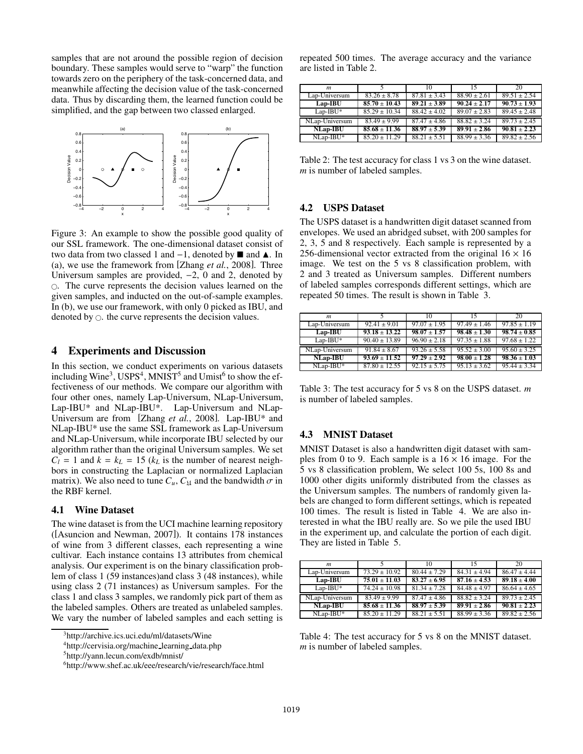samples that are not around the possible region of decision boundary. These samples would serve to "warp" the function towards zero on the periphery of the task-concerned data, and meanwhile affecting the decision value of the task-concerned data. Thus by discarding them, the learned function could be simplified, and the gap between two classed enlarged.

Figure 3: An example to show the possible good quality of our SSL framework. The one-dimensional dataset consist of two data from two classed 1 and −1, denoted by ■ and ▲. In (a), we use the framework from [Zhang *et al.*, 2008]. Three Universum samples are provided, −2, 0 and 2, denoted by ○. The curve represents the decision values learned on the given samples, and inducted on the out-of-sample examples. In (b), we use our framework, with only 0 picked as IBU, and denoted by ○. the curve represents the decision values.

## 4 Experiments and Discussion

In this section, we conduct experiments on various datasets including Wine[3], USPS[4], MNIST[5] and Umist[6] to show the effectiveness of our methods. We compare our algorithm with four other ones, namely Lap-Universum, NLap-Universum, Lap-IBU* and NLap-IBU*. Lap-Universum and NLap-Universum are from [Zhang *et al.*, 2008]. Lap-IBU* and NLap-IBU* use the same SSL framework as Lap-Universum and NLap-Universum, while incorporate IBU selected by our algorithm rather than the original Universum samples. We set $C_l = 1$ and $k = k_L = 15$ ($k_L$ is the number of nearest neighbors in constructing the Laplacian or normalized Laplacian matrix). We also need to tune $C_u$, $C_\mathfrak{U}$ and the bandwidth $\sigma$ in the RBF kernel.

### 4.1 Wine Dataset

The wine dataset is from the UCI machine learning repository ([Asuncion and Newman, 2007]). It contains 178 instances of wine from 3 different classes, each representing a wine cultivar. Each instance contains 13 attributes from chemical analysis. Our experiment is on the binary classification problem of class 1 (59 instances)and class 3 (48 instances), while using class 2 (71 instances) as Universum samples. For the class 1 and class 3 samples, we randomly pick part of them as the labeled samples. Others are treated as unlabeled samples. We vary the number of labeled samples and each setting is repeated 500 times. The average accuracy and the variance are listed in Table 2.

| *m* | 5 | 10 | 15 | 20 |
|---|---|---|---|---|
| Lap-Universum | 83.26 ± 8.78 | 87.81 ± 3.43 | 88.90 ± 2.61 | 89.51 ± 2.54 |
| **Lap-IBU** | **85.70 ± 10.43** | **89.21 ± 3.89** | **90.24 ± 2.17** | **90.73 ± 1.93** |
| Lap-IBU* | 85.29 ± 10.34 | 88.42 ± 4.02 | 89.07 ± 2.83 | 89.45 ± 2.48 |
| NLap-Universum | 83.49 ± 9.99 | 87.47 ± 4.86 | 88.82 ± 3.24 | 89.73 ± 2.45 |
| **NLap-IBU** | **85.68 ± 11.36** | **88.97 ± 5.39** | **89.91 ± 2.86** | **90.81 ± 2.23** |
| NLap-IBU* | 85.20 ± 11.29 | 88.21 ± 5.51 | 88.99 ± 3.36 | 89.82 ± 2.56 |

Table 2: The test accuracy for class 1 vs 3 on the wine dataset. *m* is number of labeled samples.

### 4.2 USPS Dataset

The USPS dataset is a handwritten digit dataset scanned from envelopes. We used an abridged subset, with 200 samples for 2, 3, 5 and 8 respectively. Each sample is represented by a 256-dimensional vector extracted from the original $16 \times 16$ image. We test on the 5 vs 8 classification problem, with 2 and 3 treated as Universum samples. Different numbers of labeled samples corresponds different settings, which are repeated 50 times. The result is shown in Table 3.

| *m* | 5 | 10 | 15 | 20 |
|---|---|---|---|---|
| Lap-Universum | 92.41 ± 9.01 | 97.07 ± 1.95 | 97.49 ± 1.46 | 97.85 ± 1.19 |
| **Lap-IBU** | **93.18 ± 13.22** | **98.07 ± 1.57** | **98.48 ± 1.30** | **98.74 ± 0.85** |
| Lap-IBU* | 90.40 ± 13.89 | 96.90 ± 2.18 | 97.35 ± 1.88 | 97.68 ± 1.22 |
| NLap-Universum | 91.84 ± 8.67 | 93.26 ± 5.58 | 95.52 ± 3.00 | 95.60 ± 3.25 |
| **NLap-IBU** | **93.69 ± 11.52** | **97.29 ± 2.92** | **98.00 ± 1.28** | **98.36 ± 1.03** |
| NLap-IBU* | 87.80 ± 12.55 | 92.15 ± 5.75 | 95.13 ± 3.62 | 95.44 ± 3.34 |

Table 3: The test accuracy for 5 vs 8 on the USPS dataset. *m* is number of labeled samples.

### 4.3 MNIST Dataset

MNIST Dataset is also a handwritten digit dataset with samples from 0 to 9. Each sample is a $16 \times 16$ image. For the 5 vs 8 classification problem, We select 100 5s, 100 8s and 1000 other digits uniformly distributed from the classes as the Universum samples. The numbers of randomly given labels are changed to form different settings, which is repeated 100 times. The result is listed in Table 4. We are also interested in what the IBU really are. So we pile the used IBU in the experiment up, and calculate the portion of each digit. They are listed in Table 5.

| *m* | 5 | 10 | 15 | 20 |
|---|---|---|---|---|
| Lap-Universum | 73.29 ± 10.92 | 80.44 ± 7.29 | 84.31 ± 4.94 | 86.47 ± 4.44 |
| **Lap-IBU** | **75.01 ± 11.03** | **83.27 ± 6.95** | **87.16 ± 4.53** | **89.18 ± 4.00** |
| Lap-IBU* | 74.24 ± 10.98 | 81.34 ± 7.28 | 84.48 ± 4.97 | 86.64 ± 4.65 |
| NLap-Universum | 83.49 ± 9.99 | 87.47 ± 4.86 | 88.82 ± 3.24 | 89.73 ± 2.45 |
| **NLap-IBU** | **85.68 ± 11.36** | **88.97 ± 5.39** | **89.91 ± 2.86** | **90.81 ± 2.23** |
| NLap-IBU* | 85.20 ± 11.29 | 88.21 ± 5.51 | 88.99 ± 3.36 | 89.82 ± 2.56 |

Table 4: The test accuracy for 5 vs 8 on the MNIST dataset. *m* is number of labeled samples.

[3] http://archive.ics.uci.edu/ml/datasets/Wine

[4] http://cervisia.org/machine_learning_data.php

[5] http://yann.lecun.com/exdb/mnist/

[6] http://www.shef.ac.uk/eee/research/vie/research/face.html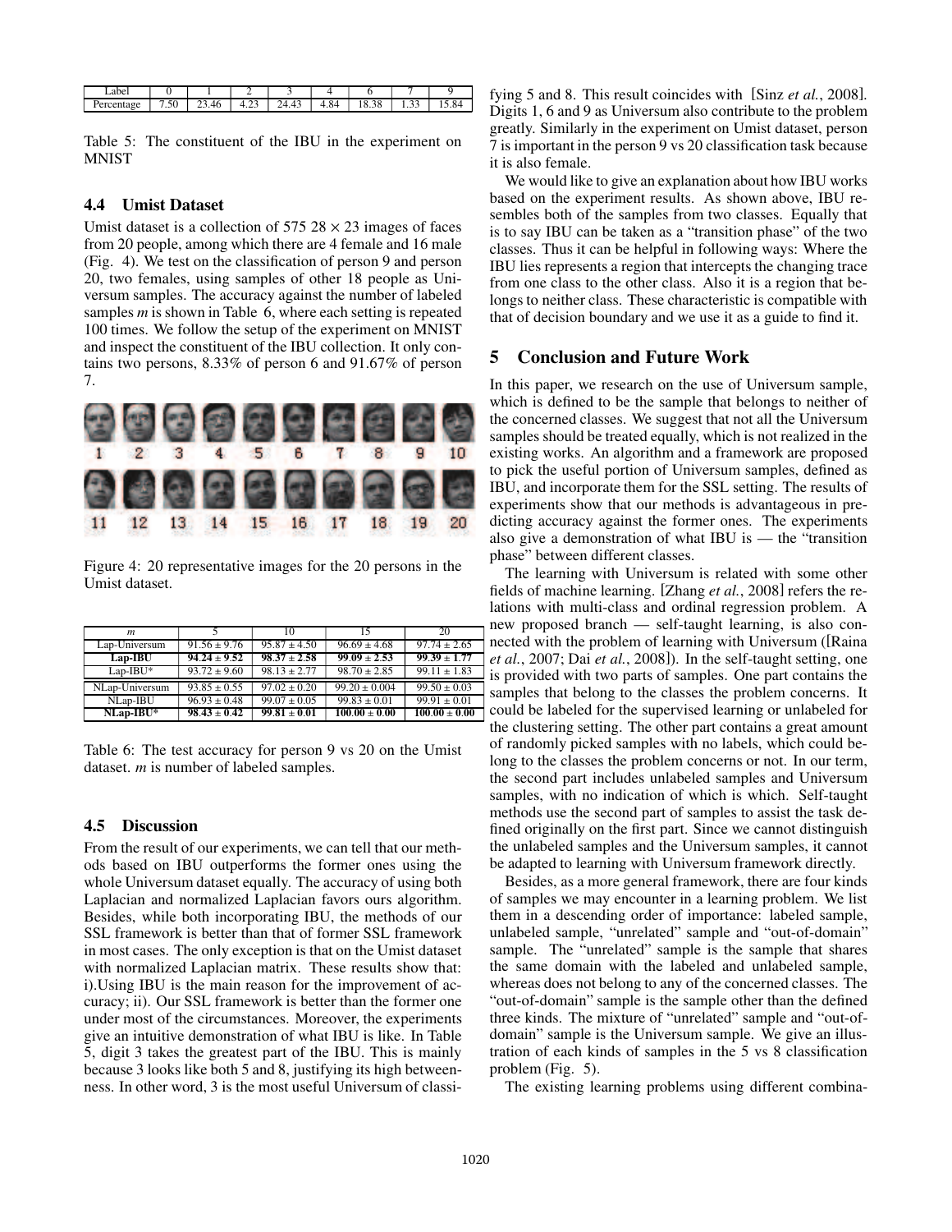| Label | 0 | 1 | 2 | 3 | 4 | 6 | 7 | 9 |
|---|---|---|---|---|---|---|---|---|
| Percentage | 7.50 | 23.46 | 4.23 | 24.43 | 4.84 | 18.38 | 1.33 | 15.84 |

Table 5: The constituent of the IBU in the experiment on MNIST

### 4.4 Umist Dataset

Umist dataset is a collection of 575 $28 \times 23$ images of faces from 20 people, among which there are 4 female and 16 male (Fig. 4). We test on the classification of person 9 and person 20, two females, using samples of other 18 people as Universum samples. The accuracy against the number of labeled samples *m* is shown in Table 6, where each setting is repeated 100 times. We follow the setup of the experiment on MNIST and inspect the constituent of the IBU collection. It only contains two persons, 8.33% of person 6 and 91.67% of person 7.

Figure 4: 20 representative images for the 20 persons in the Umist dataset.

| *m* | 5 | 10 | 15 | 20 |
|---|---|---|---|---|
| Lap-Universum | 91.56 ± 9.76 | 95.87 ± 4.50 | 96.69 ± 4.68 | 97.74 ± 2.65 |
| **Lap-IBU** | **94.24 ± 9.52** | **98.37 ± 2.58** | **99.09 ± 2.53** | **99.39 ± 1.77** |
| Lap-IBU* | 93.72 ± 9.60 | 98.13 ± 2.77 | 98.70 ± 2.85 | 99.11 ± 1.83 |
| NLap-Universum | 93.85 ± 0.55 | 97.02 ± 0.20 | 99.20 ± 0.004 | 99.50 ± 0.03 |
| NLap-IBU | 96.93 ± 0.48 | 99.07 ± 0.05 | 99.83 ± 0.01 | 99.91 ± 0.01 |
| **NLap-IBU*** | **98.43 ± 0.42** | **99.81 ± 0.01** | **100.00 ± 0.00** | **100.00 ± 0.00** |

Table 6: The test accuracy for person 9 vs 20 on the Umist dataset. *m* is number of labeled samples.

### 4.5 Discussion

From the result of our experiments, we can tell that our methods based on IBU outperforms the former ones using the whole Universum dataset equally. The accuracy of using both Laplacian and normalized Laplacian favors ours algorithm. Besides, while both incorporating IBU, the methods of our SSL framework is better than that of former SSL framework in most cases. The only exception is that on the Umist dataset with normalized Laplacian matrix. These results show that: i).Using IBU is the main reason for the improvement of accuracy; ii). Our SSL framework is better than the former one under most of the circumstances. Moreover, the experiments give an intuitive demonstration of what IBU is like. In Table 5, digit 3 takes the greatest part of the IBU. This is mainly because 3 looks like both 5 and 8, justifying its high betweenness. In other word, 3 is the most useful Universum of classifying 5 and 8. This result coincides with [Sinz *et al.*, 2008]. Digits 1, 6 and 9 as Universum also contribute to the problem greatly. Similarly in the experiment on Umist dataset, person 7 is important in the person 9 vs 20 classification task because it is also female.

We would like to give an explanation about how IBU works based on the experiment results. As shown above, IBU resembles both of the samples from two classes. Equally that is to say IBU can be taken as a "transition phase" of the two classes. Thus it can be helpful in following ways: Where the IBU lies represents a region that intercepts the changing trace from one class to the other class. Also it is a region that belongs to neither class. These characteristic is compatible with that of decision boundary and we use it as a guide to find it.

## 5 Conclusion and Future Work

In this paper, we research on the use of Universum sample, which is defined to be the sample that belongs to neither of the concerned classes. We suggest that not all the Universum samples should be treated equally, which is not realized in the existing works. An algorithm and a framework are proposed to pick the useful portion of Universum samples, defined as IBU, and incorporate them for the SSL setting. The results of experiments show that our methods is advantageous in predicting accuracy against the former ones. The experiments also give a demonstration of what IBU is — the "transition phase" between different classes.

The learning with Universum is related with some other fields of machine learning. [Zhang *et al.*, 2008] refers the relations with multi-class and ordinal regression problem. A new proposed branch — self-taught learning, is also connected with the problem of learning with Universum ([Raina *et al.*, 2007; Dai *et al.*, 2008]). In the self-taught setting, one is provided with two parts of samples. One part contains the samples that belong to the classes the problem concerns. It could be labeled for the supervised learning or unlabeled for the clustering setting. The other part contains a great amount of randomly picked samples with no labels, which could belong to the classes the problem concerns or not. In our term, the second part includes unlabeled samples and Universum samples, with no indication of which is which. Self-taught methods use the second part of samples to assist the task defined originally on the first part. Since we cannot distinguish the unlabeled samples and the Universum samples, it cannot be adapted to learning with Universum framework directly.

Besides, as a more general framework, there are four kinds of samples we may encounter in a learning problem. We list them in a descending order of importance: labeled sample, unlabeled sample, "unrelated" sample and "out-of-domain" sample. The "unrelated" sample is the sample that shares the same domain with the labeled and unlabeled sample, whereas does not belong to any of the concerned classes. The "out-of-domain" sample is the sample other than the defined three kinds. The mixture of "unrelated" sample and "out-of-domain" sample is the Universum sample. We give an illustration of each kinds of samples in the 5 vs 8 classification problem (Fig. 5).

The existing learning problems using different combina-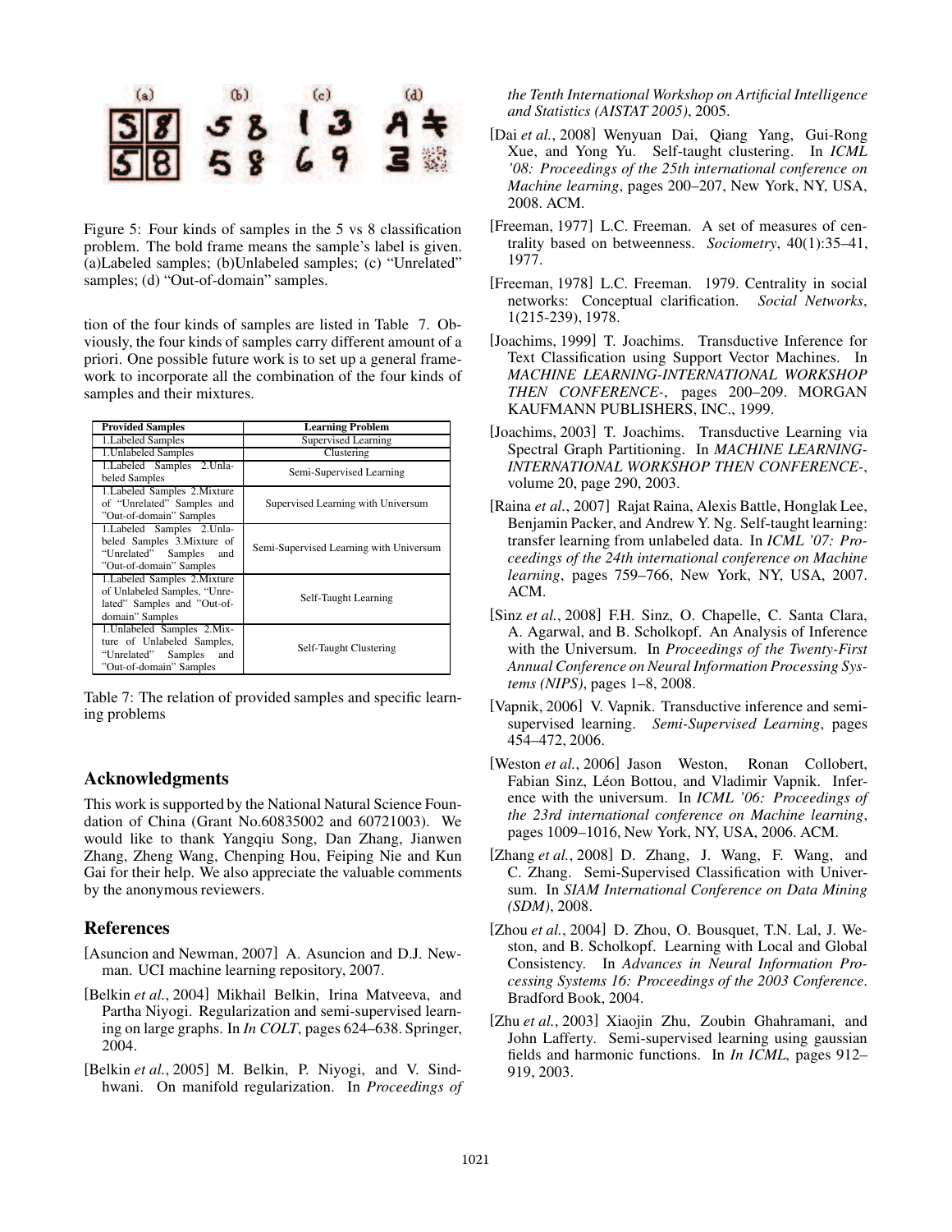(a) (b) (c) (d)

Figure 5: Four kinds of samples in the 5 vs 8 classification problem. The bold frame means the sample's label is given. (a)Labeled samples; (b)Unlabeled samples; (c) "Unrelated" samples; (d) "Out-of-domain" samples.

tion of the four kinds of samples are listed in Table 7. Obviously, the four kinds of samples carry different amount of a priori. One possible future work is to set up a general framework to incorporate all the combination of the four kinds of samples and their mixtures.

| Provided Samples | Learning Problem |
|---|---|
| 1.Labeled Samples | Supervised Learning |
| 1.Unlabeled Samples | Clustering |
| 1.Labeled Samples 2.Unlabeled Samples | Semi-Supervised Learning |
| 1.Labeled Samples 2.Mixture of "Unrelated" Samples and "Out-of-domain" Samples | Supervised Learning with Universum |
| 1.Labeled Samples 2.Unlabeled Samples 3.Mixture of "Unrelated" Samples and "Out-of-domain" Samples | Semi-Supervised Learning with Universum |
| 1.Labeled Samples 2.Mixture of Unlabeled Samples, "Unrelated" Samples and "Out-of-domain" Samples | Self-Taught Learning |
| 1.Unlabeled Samples 2.Mixture of Unlabeled Samples, "Unrelated" Samples and "Out-of-domain" Samples | Self-Taught Clustering |

Table 7: The relation of provided samples and specific learning problems

## Acknowledgments

This work is supported by the National Natural Science Foundation of China (Grant No.60835002 and 60721003). We would like to thank Yangqiu Song, Dan Zhang, Jianwen Zhang, Zheng Wang, Chenping Hou, Feiping Nie and Kun Gai for their help. We also appreciate the valuable comments by the anonymous reviewers.

## References

[Asuncion and Newman, 2007] A. Asuncion and D.J. Newman. UCI machine learning repository, 2007.

[Belkin *et al.*, 2004] Mikhail Belkin, Irina Matveeva, and Partha Niyogi. Regularization and semi-supervised learning on large graphs. In *In COLT*, pages 624–638. Springer, 2004.

[Belkin *et al.*, 2005] M. Belkin, P. Niyogi, and V. Sindhwani. On manifold regularization. In *Proceedings of the Tenth International Workshop on Artificial Intelligence and Statistics (AISTAT 2005)*, 2005.

[Dai *et al.*, 2008] Wenyuan Dai, Qiang Yang, Gui-Rong Xue, and Yong Yu. Self-taught clustering. In *ICML '08: Proceedings of the 25th international conference on Machine learning*, pages 200–207, New York, NY, USA, 2008. ACM.

[Freeman, 1977] L.C. Freeman. A set of measures of centrality based on betweenness. *Sociometry*, 40(1):35–41, 1977.

[Freeman, 1978] L.C. Freeman. 1979. Centrality in social networks: Conceptual clarification. *Social Networks*, 1(215-239), 1978.

[Joachims, 1999] T. Joachims. Transductive Inference for Text Classification using Support Vector Machines. In *MACHINE LEARNING-INTERNATIONAL WORKSHOP THEN CONFERENCE-*, pages 200–209. MORGAN KAUFMANN PUBLISHERS, INC., 1999.

[Joachims, 2003] T. Joachims. Transductive Learning via Spectral Graph Partitioning. In *MACHINE LEARNING-INTERNATIONAL WORKSHOP THEN CONFERENCE-*, volume 20, page 290, 2003.

[Raina *et al.*, 2007] Rajat Raina, Alexis Battle, Honglak Lee, Benjamin Packer, and Andrew Y. Ng. Self-taught learning: transfer learning from unlabeled data. In *ICML '07: Proceedings of the 24th international conference on Machine learning*, pages 759–766, New York, NY, USA, 2007. ACM.

[Sinz *et al.*, 2008] F.H. Sinz, O. Chapelle, C. Santa Clara, A. Agarwal, and B. Scholkopf. An Analysis of Inference with the Universum. In *Proceedings of the Twenty-First Annual Conference on Neural Information Processing Systems (NIPS)*, pages 1–8, 2008.

[Vapnik, 2006] V. Vapnik. Transductive inference and semi-supervised learning. *Semi-Supervised Learning*, pages 454–472, 2006.

[Weston *et al.*, 2006] Jason Weston, Ronan Collobert, Fabian Sinz, Léon Bottou, and Vladimir Vapnik. Inference with the universum. In *ICML '06: Proceedings of the 23rd international conference on Machine learning*, pages 1009–1016, New York, NY, USA, 2006. ACM.

[Zhang *et al.*, 2008] D. Zhang, J. Wang, F. Wang, and C. Zhang. Semi-Supervised Classification with Universum. In *SIAM International Conference on Data Mining (SDM)*, 2008.

[Zhou *et al.*, 2004] D. Zhou, O. Bousquet, T.N. Lal, J. Weston, and B. Scholkopf. Learning with Local and Global Consistency. In *Advances in Neural Information Processing Systems 16: Proceedings of the 2003 Conference*. Bradford Book, 2004.

[Zhu *et al.*, 2003] Xiaojin Zhu, Zoubin Ghahramani, and John Lafferty. Semi-supervised learning using gaussian fields and harmonic functions. In *In ICML*, pages 912–919, 2003.